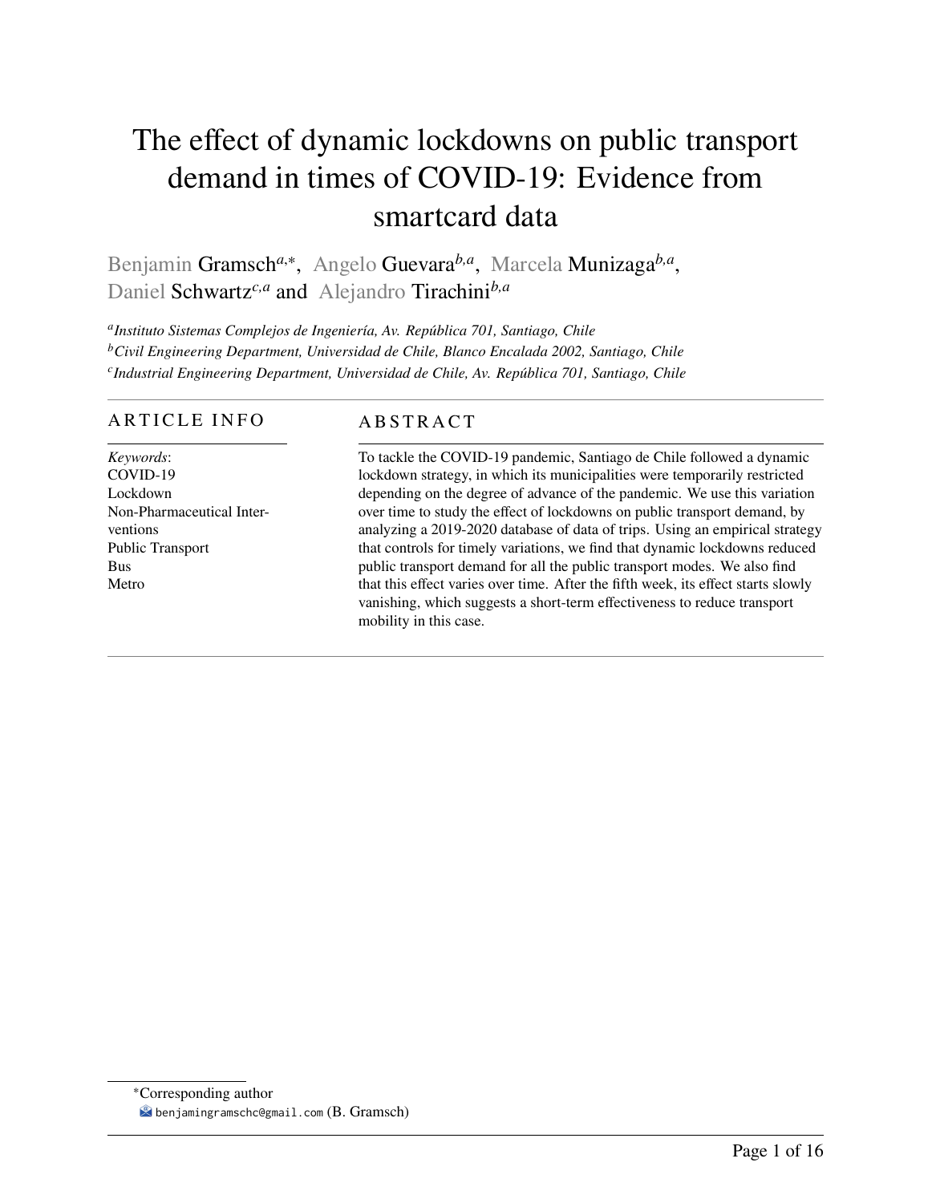# The effect of dynamic lockdowns on public transport demand in times of COVID-19: Evidence from smartcard data

Benjamin Gramsch[a,*], Angelo Guevara[b,a], Marcela Munizaga[b,a], Daniel Schwartz[c,a] and Alejandro Tirachini[b,a]

[a] *Instituto Sistemas Complejos de Ingeniería, Av. República 701, Santiago, Chile*
[b] *Civil Engineering Department, Universidad de Chile, Blanco Encalada 2002, Santiago, Chile*
[c] *Industrial Engineering Department, Universidad de Chile, Av. República 701, Santiago, Chile*

## ARTICLE INFO

*Keywords*:
COVID-19
Lockdown
Non-Pharmaceutical Interventions
Public Transport
Bus
Metro

## ABSTRACT

To tackle the COVID-19 pandemic, Santiago de Chile followed a dynamic lockdown strategy, in which its municipalities were temporarily restricted depending on the degree of advance of the pandemic. We use this variation over time to study the effect of lockdowns on public transport demand, by analyzing a 2019-2020 database of data of trips. Using an empirical strategy that controls for timely variations, we find that dynamic lockdowns reduced public transport demand for all the public transport modes. We also find that this effect varies over time. After the fifth week, its effect starts slowly vanishing, which suggests a short-term effectiveness to reduce transport mobility in this case.

---

*Corresponding author
benjamingramschc@gmail.com (B. Gramsch)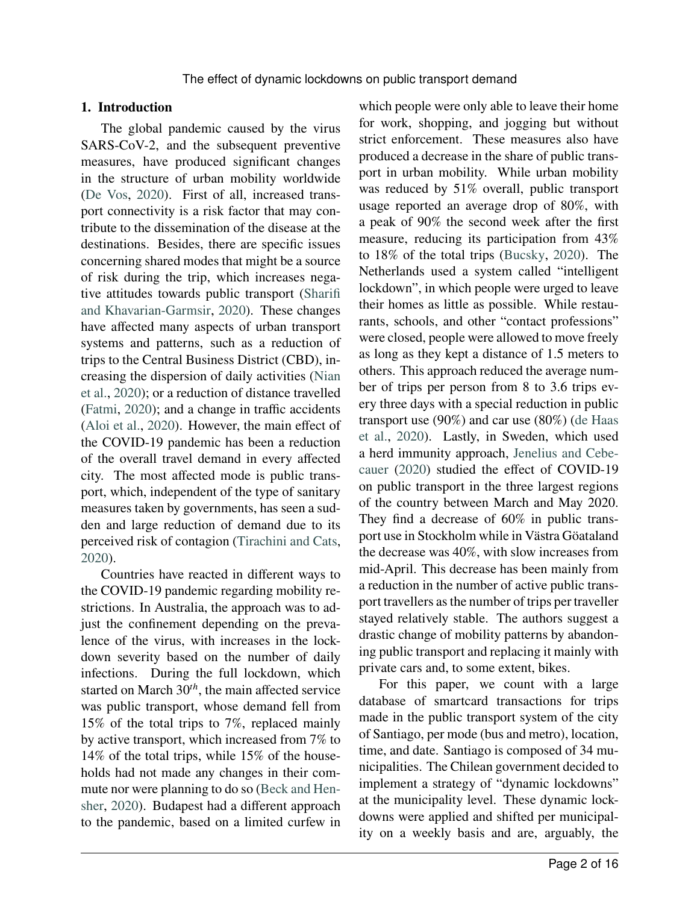## 1. Introduction

The global pandemic caused by the virus SARS-CoV-2, and the subsequent preventive measures, have produced significant changes in the structure of urban mobility worldwide (De Vos, 2020). First of all, increased transport connectivity is a risk factor that may contribute to the dissemination of the disease at the destinations. Besides, there are specific issues concerning shared modes that might be a source of risk during the trip, which increases negative attitudes towards public transport (Sharifi and Khavarian-Garmsir, 2020). These changes have affected many aspects of urban transport systems and patterns, such as a reduction of trips to the Central Business District (CBD), increasing the dispersion of daily activities (Nian et al., 2020); or a reduction of distance travelled (Fatmi, 2020); and a change in traffic accidents (Aloi et al., 2020). However, the main effect of the COVID-19 pandemic has been a reduction of the overall travel demand in every affected city. The most affected mode is public transport, which, independent of the type of sanitary measures taken by governments, has seen a sudden and large reduction of demand due to its perceived risk of contagion (Tirachini and Cats, 2020).

Countries have reacted in different ways to the COVID-19 pandemic regarding mobility restrictions. In Australia, the approach was to adjust the confinement depending on the prevalence of the virus, with increases in the lockdown severity based on the number of daily infections. During the full lockdown, which started on March 30$^{th}$, the main affected service was public transport, whose demand fell from 15% of the total trips to 7%, replaced mainly by active transport, which increased from 7% to 14% of the total trips, while 15% of the households had not made any changes in their commute nor were planning to do so (Beck and Hensher, 2020). Budapest had a different approach to the pandemic, based on a limited curfew in which people were only able to leave their home for work, shopping, and jogging but without strict enforcement. These measures also have produced a decrease in the share of public transport in urban mobility. While urban mobility was reduced by 51% overall, public transport usage reported an average drop of 80%, with a peak of 90% the second week after the first measure, reducing its participation from 43% to 18% of the total trips (Bucsky, 2020). The Netherlands used a system called "intelligent lockdown", in which people were urged to leave their homes as little as possible. While restaurants, schools, and other "contact professions" were closed, people were allowed to move freely as long as they kept a distance of 1.5 meters to others. This approach reduced the average number of trips per person from 8 to 3.6 trips every three days with a special reduction in public transport use (90%) and car use (80%) (de Haas et al., 2020). Lastly, in Sweden, which used a herd immunity approach, Jenelius and Cebecauer (2020) studied the effect of COVID-19 on public transport in the three largest regions of the country between March and May 2020. They find a decrease of 60% in public transport use in Stockholm while in Västra Göataland the decrease was 40%, with slow increases from mid-April. This decrease has been mainly from a reduction in the number of active public transport travellers as the number of trips per traveller stayed relatively stable. The authors suggest a drastic change of mobility patterns by abandoning public transport and replacing it mainly with private cars and, to some extent, bikes.

For this paper, we count with a large database of smartcard transactions for trips made in the public transport system of the city of Santiago, per mode (bus and metro), location, time, and date. Santiago is composed of 34 municipalities. The Chilean government decided to implement a strategy of "dynamic lockdowns" at the municipality level. These dynamic lockdowns were applied and shifted per municipality on a weekly basis and are, arguably, the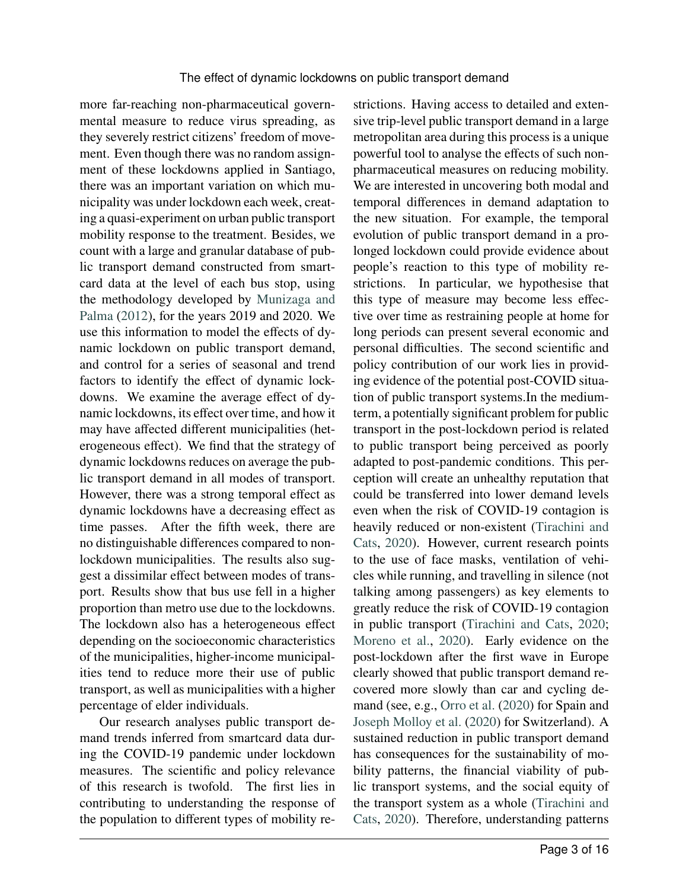more far-reaching non-pharmaceutical governmental measure to reduce virus spreading, as they severely restrict citizens' freedom of movement. Even though there was no random assignment of these lockdowns applied in Santiago, there was an important variation on which municipality was under lockdown each week, creating a quasi-experiment on urban public transport mobility response to the treatment. Besides, we count with a large and granular database of public transport demand constructed from smartcard data at the level of each bus stop, using the methodology developed by Munizaga and Palma (2012), for the years 2019 and 2020. We use this information to model the effects of dynamic lockdown on public transport demand, and control for a series of seasonal and trend factors to identify the effect of dynamic lockdowns. We examine the average effect of dynamic lockdowns, its effect over time, and how it may have affected different municipalities (heterogeneous effect). We find that the strategy of dynamic lockdowns reduces on average the public transport demand in all modes of transport. However, there was a strong temporal effect as dynamic lockdowns have a decreasing effect as time passes. After the fifth week, there are no distinguishable differences compared to non-lockdown municipalities. The results also suggest a dissimilar effect between modes of transport. Results show that bus use fell in a higher proportion than metro use due to the lockdowns. The lockdown also has a heterogeneous effect depending on the socioeconomic characteristics of the municipalities, higher-income municipalities tend to reduce more their use of public transport, as well as municipalities with a higher percentage of elder individuals.

Our research analyses public transport demand trends inferred from smartcard data during the COVID-19 pandemic under lockdown measures. The scientific and policy relevance of this research is twofold. The first lies in contributing to understanding the response of the population to different types of mobility restrictions. Having access to detailed and extensive trip-level public transport demand in a large metropolitan area during this process is a unique powerful tool to analyse the effects of such non-pharmaceutical measures on reducing mobility. We are interested in uncovering both modal and temporal differences in demand adaptation to the new situation. For example, the temporal evolution of public transport demand in a prolonged lockdown could provide evidence about people's reaction to this type of mobility restrictions. In particular, we hypothesise that this type of measure may become less effective over time as restraining people at home for long periods can present several economic and personal difficulties. The second scientific and policy contribution of our work lies in providing evidence of the potential post-COVID situation of public transport systems.In the medium-term, a potentially significant problem for public transport in the post-lockdown period is related to public transport being perceived as poorly adapted to post-pandemic conditions. This perception will create an unhealthy reputation that could be transferred into lower demand levels even when the risk of COVID-19 contagion is heavily reduced or non-existent (Tirachini and Cats, 2020). However, current research points to the use of face masks, ventilation of vehicles while running, and travelling in silence (not talking among passengers) as key elements to greatly reduce the risk of COVID-19 contagion in public transport (Tirachini and Cats, 2020; Moreno et al., 2020). Early evidence on the post-lockdown after the first wave in Europe clearly showed that public transport demand recovered more slowly than car and cycling demand (see, e.g., Orro et al. (2020) for Spain and Joseph Molloy et al. (2020) for Switzerland). A sustained reduction in public transport demand has consequences for the sustainability of mobility patterns, the financial viability of public transport systems, and the social equity of the transport system as a whole (Tirachini and Cats, 2020). Therefore, understanding patterns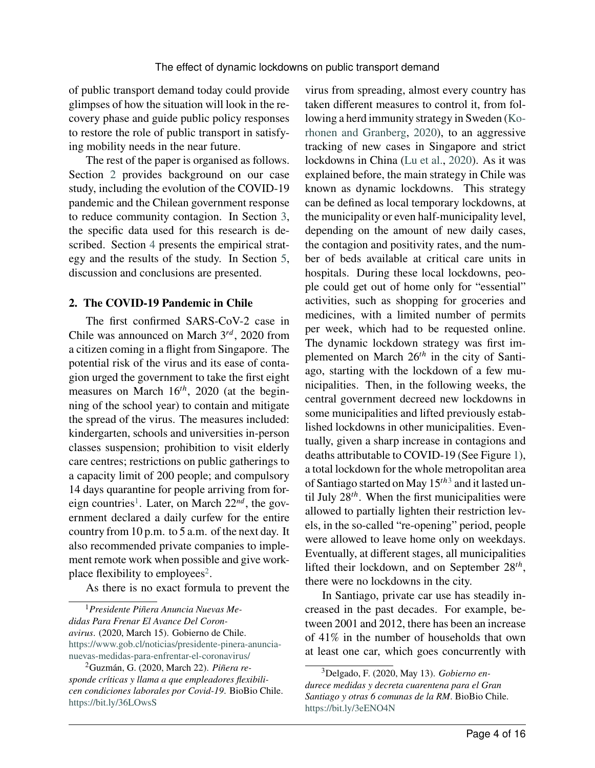of public transport demand today could provide glimpses of how the situation will look in the recovery phase and guide public policy responses to restore the role of public transport in satisfying mobility needs in the near future.

The rest of the paper is organised as follows. Section 2 provides background on our case study, including the evolution of the COVID-19 pandemic and the Chilean government response to reduce community contagion. In Section 3, the specific data used for this research is described. Section 4 presents the empirical strategy and the results of the study. In Section 5, discussion and conclusions are presented.

## 2. The COVID-19 Pandemic in Chile

The first confirmed SARS-CoV-2 case in Chile was announced on March 3$^{rd}$, 2020 from a citizen coming in a flight from Singapore. The potential risk of the virus and its ease of contagion urged the government to take the first eight measures on March 16$^{th}$, 2020 (at the beginning of the school year) to contain and mitigate the spread of the virus. The measures included: kindergarten, schools and universities in-person classes suspension; prohibition to visit elderly care centres; restrictions on public gatherings to a capacity limit of 200 people; and compulsory 14 days quarantine for people arriving from foreign countries[1]. Later, on March 22$^{nd}$, the government declared a daily curfew for the entire country from 10 p.m. to 5 a.m. of the next day. It also recommended private companies to implement remote work when possible and give workplace flexibility to employees[2].

As there is no exact formula to prevent the virus from spreading, almost every country has taken different measures to control it, from following a herd immunity strategy in Sweden (Korhonen and Granberg, 2020), to an aggressive tracking of new cases in Singapore and strict lockdowns in China (Lu et al., 2020). As it was explained before, the main strategy in Chile was known as dynamic lockdowns. This strategy can be defined as local temporary lockdowns, at the municipality or even half-municipality level, depending on the amount of new daily cases, the contagion and positivity rates, and the number of beds available at critical care units in hospitals. During these local lockdowns, people could get out of home only for "essential" activities, such as shopping for groceries and medicines, with a limited number of permits per week, which had to be requested online. The dynamic lockdown strategy was first implemented on March 26$^{th}$ in the city of Santiago, starting with the lockdown of a few municipalities. Then, in the following weeks, the central government decreed new lockdowns in some municipalities and lifted previously established lockdowns in other municipalities. Eventually, given a sharp increase in contagions and deaths attributable to COVID-19 (See Figure 1), a total lockdown for the whole metropolitan area of Santiago started on May 15$^{th}$[3] and it lasted until July 28$^{th}$. When the first municipalities were allowed to partially lighten their restriction levels, in the so-called "re-opening" period, people were allowed to leave home only on weekdays. Eventually, at different stages, all municipalities lifted their lockdown, and on September 28$^{th}$, there were no lockdowns in the city.

In Santiago, private car use has steadily increased in the past decades. For example, between 2001 and 2012, there has been an increase of 41% in the number of households that own at least one car, which goes concurrently with

---

[1] *Presidente Piñera Anuncia Nuevas Medidas Para Frenar El Avance Del Coronavirus*. (2020, March 15). Gobierno de Chile. https://www.gob.cl/noticias/presidente-pinera-anuncia-nuevas-medidas-para-enfrentar-el-coronavirus/

[2] Guzmán, G. (2020, March 22). *Piñera responde críticas y llama a que empleadores flexibilicen condiciones laborales por Covid-19*. BioBio Chile. https://bit.ly/36LOwsS

[3] Delgado, F. (2020, May 13). *Gobierno endurece medidas y decreta cuarentena para el Gran Santiago y otras 6 comunas de la RM*. BioBio Chile. https://bit.ly/3eENO4N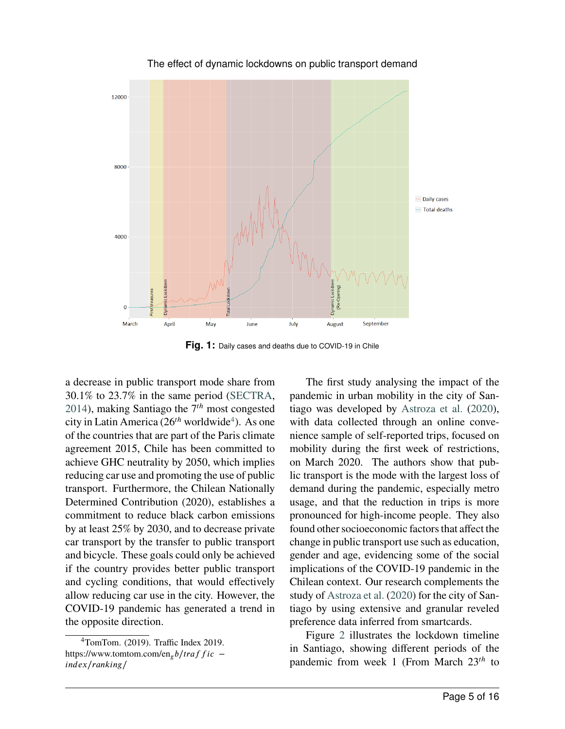The effect of dynamic lockdowns on public transport demand

**Fig. 1:** Daily cases and deaths due to COVID-19 in Chile

a decrease in public transport mode share from 30.1% to 23.7% in the same period (SECTRA, 2014), making Santiago the 7$^{th}$ most congested city in Latin America (26$^{th}$ worldwide[4]). As one of the countries that are part of the Paris climate agreement 2015, Chile has been committed to achieve GHC neutrality by 2050, which implies reducing car use and promoting the use of public transport. Furthermore, the Chilean Nationally Determined Contribution (2020), establishes a commitment to reduce black carbon emissions by at least 25% by 2030, and to decrease private car transport by the transfer to public transport and bicycle. These goals could only be achieved if the country provides better public transport and cycling conditions, that would effectively allow reducing car use in the city. However, the COVID-19 pandemic has generated a trend in the opposite direction.

The first study analysing the impact of the pandemic in urban mobility in the city of Santiago was developed by Astroza et al. (2020), with data collected through an online convenience sample of self-reported trips, focused on mobility during the first week of restrictions, on March 2020. The authors show that public transport is the mode with the largest loss of demand during the pandemic, especially metro usage, and that the reduction in trips is more pronounced for high-income people. They also found other socioeconomic factors that affect the change in public transport use such as education, gender and age, evidencing some of the social implications of the COVID-19 pandemic in the Chilean context. Our research complements the study of Astroza et al. (2020) for the city of Santiago by using extensive and granular reveled preference data inferred from smartcards.

Figure 2 illustrates the lockdown timeline in Santiago, showing different periods of the pandemic from week 1 (From March 23$^{th}$ to

[4] TomTom. (2019). Traffic Index 2019. https://www.tomtom.com/en_gb/traffic-index/ranking/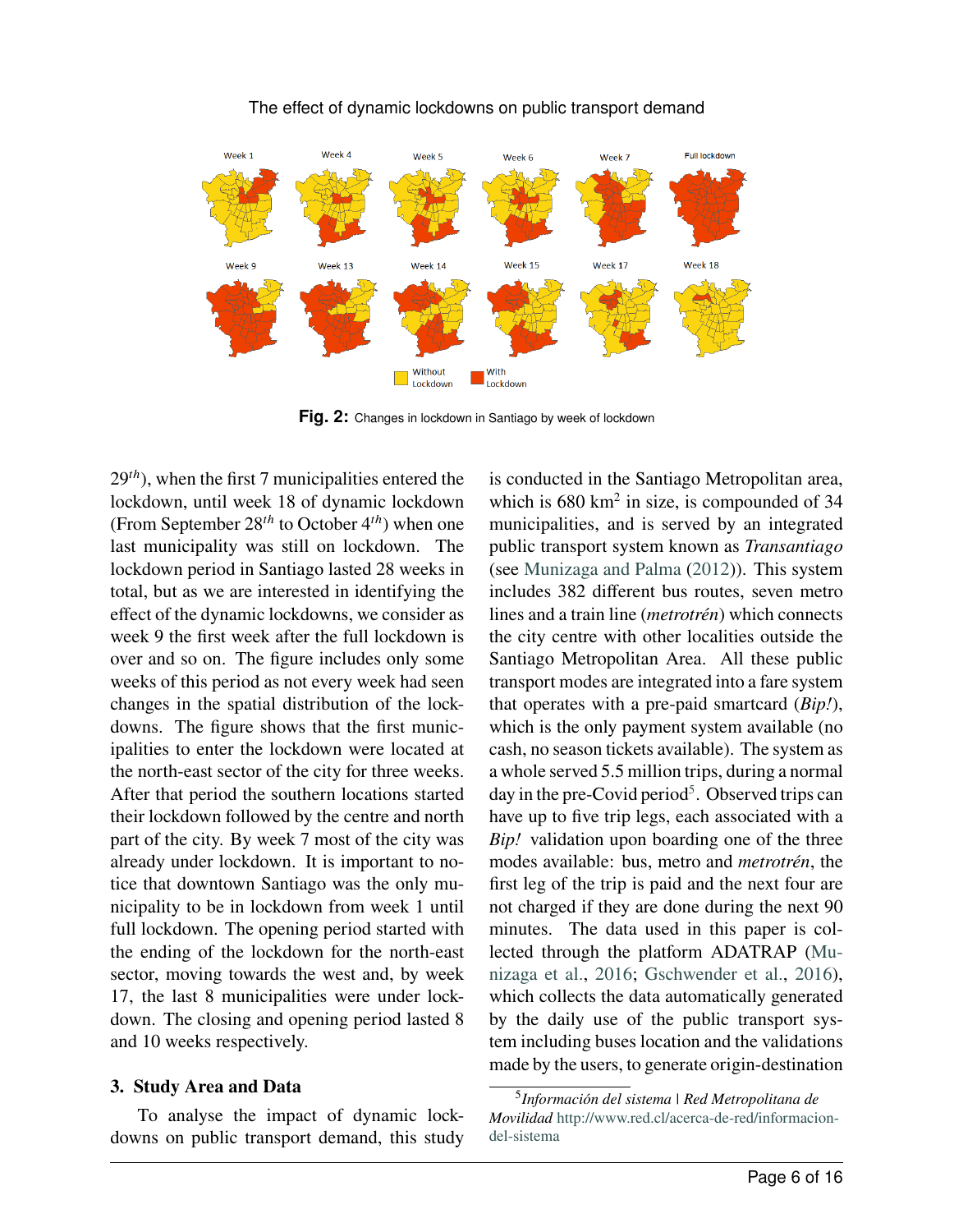29th), when the first 7 municipalities entered the lockdown, until week 18 of dynamic lockdown (From September 28th to October 4th) when one last municipality was still on lockdown. The lockdown period in Santiago lasted 28 weeks in total, but as we are interested in identifying the effect of the dynamic lockdowns, we consider as week 9 the first week after the full lockdown is over and so on. The figure includes only some weeks of this period as not every week had seen changes in the spatial distribution of the lockdowns. The figure shows that the first municipalities to enter the lockdown were located at the north-east sector of the city for three weeks. After that period the southern locations started their lockdown followed by the centre and north part of the city. By week 7 most of the city was already under lockdown. It is important to notice that downtown Santiago was the only municipality to be in lockdown from week 1 until full lockdown. The opening period started with the ending of the lockdown for the north-east sector, moving towards the west and, by week 17, the last 8 municipalities were under lockdown. The closing and opening period lasted 8 and 10 weeks respectively.

**Fig. 2:** Changes in lockdown in Santiago by week of lockdown

## 3. Study Area and Data

To analyse the impact of dynamic lockdowns on public transport demand, this study is conducted in the Santiago Metropolitan area, which is 680 km$^2$ in size, is compounded of 34 municipalities, and is served by an integrated public transport system known as *Transantiago* (see Munizaga and Palma (2012)). This system includes 382 different bus routes, seven metro lines and a train line (*metrotrén*) which connects the city centre with other localities outside the Santiago Metropolitan Area. All these public transport modes are integrated into a fare system that operates with a pre-paid smartcard (*Bip!*), which is the only payment system available (no cash, no season tickets available). The system as a whole served 5.5 million trips, during a normal day in the pre-Covid period[5]. Observed trips can have up to five trip legs, each associated with a *Bip!* validation upon boarding one of the three modes available: bus, metro and *metrotrén*, the first leg of the trip is paid and the next four are not charged if they are done during the next 90 minutes. The data used in this paper is collected through the platform ADATRAP (Munizaga et al., 2016; Gschwender et al., 2016), which collects the data automatically generated by the daily use of the public transport system including buses location and the validations made by the users, to generate origin-destination

[5] *Información del sistema | Red Metropolitana de Movilidad* http://www.red.cl/acerca-de-red/informacion-del-sistema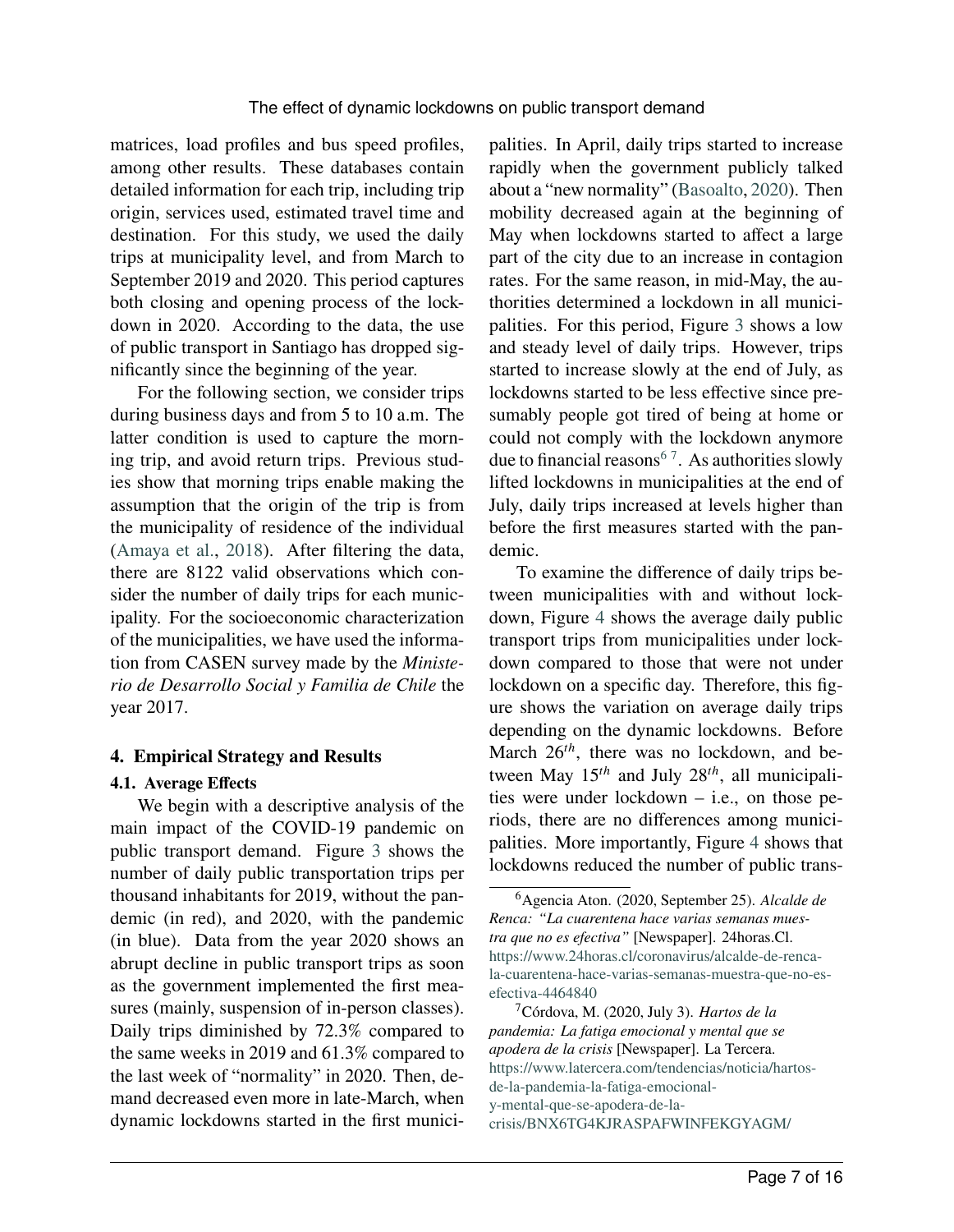matrices, load profiles and bus speed profiles, among other results. These databases contain detailed information for each trip, including trip origin, services used, estimated travel time and destination. For this study, we used the daily trips at municipality level, and from March to September 2019 and 2020. This period captures both closing and opening process of the lockdown in 2020. According to the data, the use of public transport in Santiago has dropped significantly since the beginning of the year.

For the following section, we consider trips during business days and from 5 to 10 a.m. The latter condition is used to capture the morning trip, and avoid return trips. Previous studies show that morning trips enable making the assumption that the origin of the trip is from the municipality of residence of the individual (Amaya et al., 2018). After filtering the data, there are 8122 valid observations which consider the number of daily trips for each municipality. For the socioeconomic characterization of the municipalities, we have used the information from CASEN survey made by the *Ministerio de Desarrollo Social y Familia de Chile* the year 2017.

## 4. Empirical Strategy and Results

### 4.1. Average Effects

We begin with a descriptive analysis of the main impact of the COVID-19 pandemic on public transport demand. Figure 3 shows the number of daily public transportation trips per thousand inhabitants for 2019, without the pandemic (in red), and 2020, with the pandemic (in blue). Data from the year 2020 shows an abrupt decline in public transport trips as soon as the government implemented the first measures (mainly, suspension of in-person classes). Daily trips diminished by 72.3% compared to the same weeks in 2019 and 61.3% compared to the last week of "normality" in 2020. Then, demand decreased even more in late-March, when dynamic lockdowns started in the first municipalities. In April, daily trips started to increase rapidly when the government publicly talked about a "new normality" (Basoalto, 2020). Then mobility decreased again at the beginning of May when lockdowns started to affect a large part of the city due to an increase in contagion rates. For the same reason, in mid-May, the authorities determined a lockdown in all municipalities. For this period, Figure 3 shows a low and steady level of daily trips. However, trips started to increase slowly at the end of July, as lockdowns started to be less effective since presumably people got tired of being at home or could not comply with the lockdown anymore due to financial reasons[6] [7]. As authorities slowly lifted lockdowns in municipalities at the end of July, daily trips increased at levels higher than before the first measures started with the pandemic.

To examine the difference of daily trips between municipalities with and without lockdown, Figure 4 shows the average daily public transport trips from municipalities under lockdown compared to those that were not under lockdown on a specific day. Therefore, this figure shows the variation on average daily trips depending on the dynamic lockdowns. Before March $26^{th}$, there was no lockdown, and between May $15^{th}$ and July $28^{th}$, all municipalities were under lockdown – i.e., on those periods, there are no differences among municipalities. More importantly, Figure 4 shows that lockdowns reduced the number of public trans-

[6] Agencia Aton. (2020, September 25). *Alcalde de Renca: "La cuarentena hace varias semanas muestra que no es efectiva"* [Newspaper]. 24horas.Cl. https://www.24horas.cl/coronavirus/alcalde-de-renca-la-cuarentena-hace-varias-semanas-muestra-que-no-es-efectiva-4464840

[7] Córdova, M. (2020, July 3). *Hartos de la pandemia: La fatiga emocional y mental que se apodera de la crisis* [Newspaper]. La Tercera. https://www.latercera.com/tendencias/noticia/hartos-de-la-pandemia-la-fatiga-emocional-y-mental-que-se-apodera-de-la-crisis/BNX6TG4KJRASPAFWINFEKGYAGM/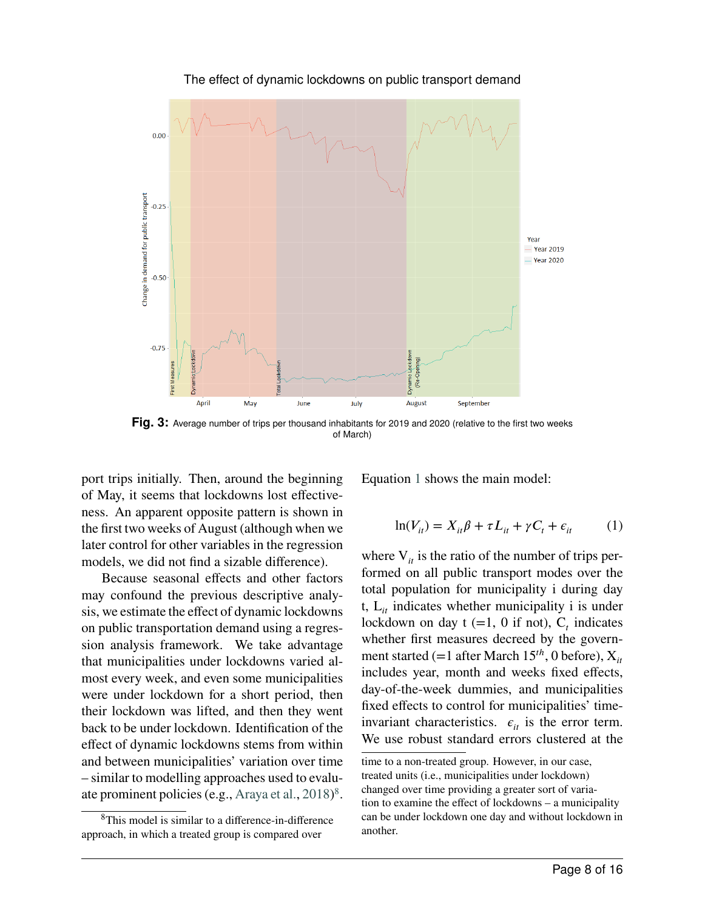Fig. 3: Average number of trips per thousand inhabitants for 2019 and 2020 (relative to the first two weeks of March)

port trips initially. Then, around the beginning of May, it seems that lockdowns lost effectiveness. An apparent opposite pattern is shown in the first two weeks of August (although when we later control for other variables in the regression models, we did not find a sizable difference).

Because seasonal effects and other factors may confound the previous descriptive analysis, we estimate the effect of dynamic lockdowns on public transportation demand using a regression analysis framework. We take advantage that municipalities under lockdowns varied almost every week, and even some municipalities were under lockdown for a short period, then their lockdown was lifted, and then they went back to be under lockdown. Identification of the effect of dynamic lockdowns stems from within and between municipalities' variation over time – similar to modelling approaches used to evaluate prominent policies (e.g., Araya et al., 2018)[8].

Equation 1 shows the main model:

$$\ln(V_{it}) = X_{it}\beta + \tau L_{it} + \gamma C_t + \epsilon_{it} \qquad (1)$$

where $V_{it}$ is the ratio of the number of trips performed on all public transport modes over the total population for municipality i during day t, $L_{it}$ indicates whether municipality i is under lockdown on day t (=1, 0 if not), $C_t$ indicates whether first measures decreed by the government started (=1 after March $15^{th}$, 0 before), $X_{it}$ includes year, month and weeks fixed effects, day-of-the-week dummies, and municipalities fixed effects to control for municipalities' time-invariant characteristics. $\epsilon_{it}$ is the error term. We use robust standard errors clustered at the

[8] This model is similar to a difference-in-difference approach, in which a treated group is compared over time to a non-treated group. However, in our case, treated units (i.e., municipalities under lockdown) changed over time providing a greater sort of variation to examine the effect of lockdowns – a municipality can be under lockdown one day and without lockdown in another.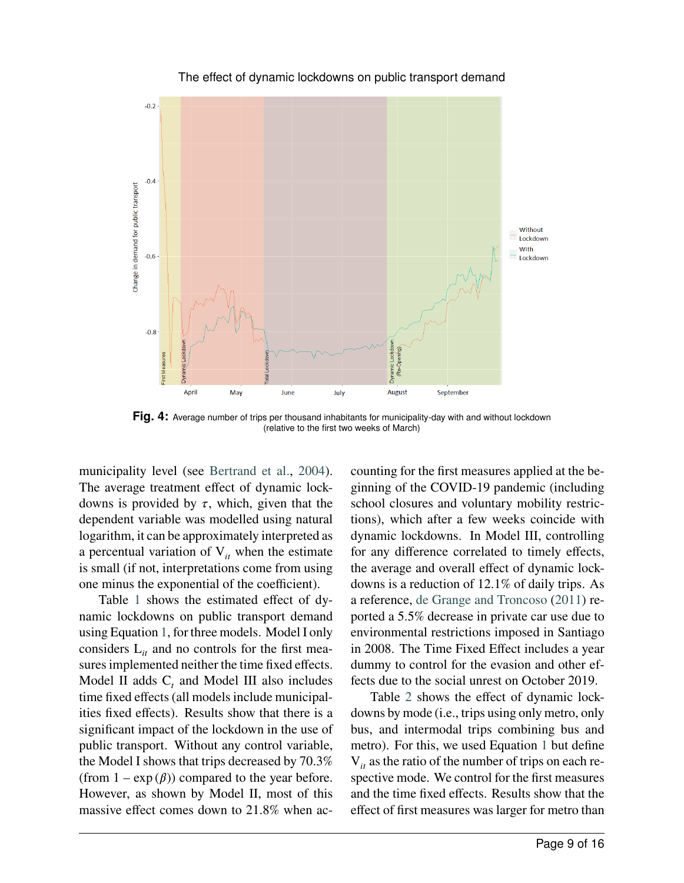**Fig. 4:** Average number of trips per thousand inhabitants for municipality-day with and without lockdown (relative to the first two weeks of March)

municipality level (see Bertrand et al., 2004). The average treatment effect of dynamic lockdowns is provided by $\tau$, which, given that the dependent variable was modelled using natural logarithm, it can be approximately interpreted as a percentual variation of $V_{it}$ when the estimate is small (if not, interpretations come from using one minus the exponential of the coefficient).

Table 1 shows the estimated effect of dynamic lockdowns on public transport demand using Equation 1, for three models. Model I only considers $L_{it}$ and no controls for the first measures implemented neither the time fixed effects. Model II adds $C_t$ and Model III also includes time fixed effects (all models include municipalities fixed effects). Results show that there is a significant impact of the lockdown in the use of public transport. Without any control variable, the Model I shows that trips decreased by 70.3% (from $1 - \exp(\beta)$) compared to the year before. However, as shown by Model II, most of this massive effect comes down to 21.8% when accounting for the first measures applied at the beginning of the COVID-19 pandemic (including school closures and voluntary mobility restrictions), which after a few weeks coincide with dynamic lockdowns. In Model III, controlling for any difference correlated to timely effects, the average and overall effect of dynamic lockdowns is a reduction of 12.1% of daily trips. As a reference, de Grange and Troncoso (2011) reported a 5.5% decrease in private car use due to environmental restrictions imposed in Santiago in 2008. The Time Fixed Effect includes a year dummy to control for the evasion and other effects due to the social unrest on October 2019.

Table 2 shows the effect of dynamic lockdowns by mode (i.e., trips using only metro, only bus, and intermodal trips combining bus and metro). For this, we used Equation 1 but define $V_{it}$ as the ratio of the number of trips on each respective mode. We control for the first measures and the time fixed effects. Results show that the effect of first measures was larger for metro than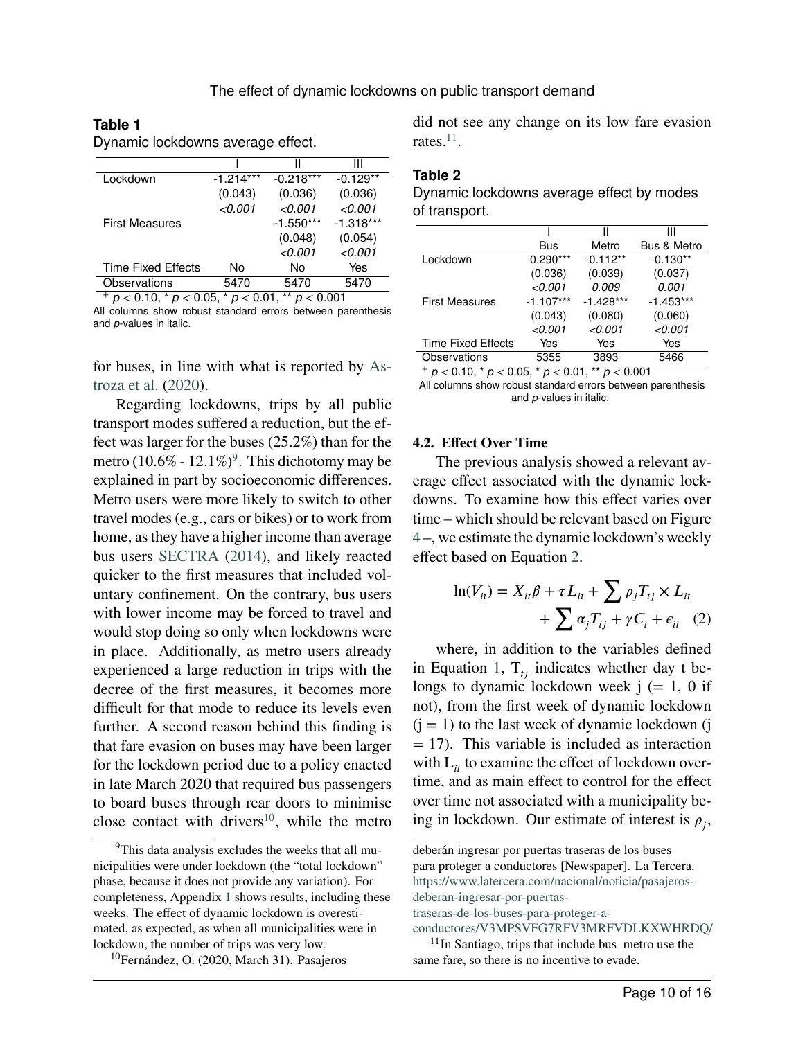**Table 1**
Dynamic lockdowns average effect.

| | I | II | III |
|---|---|---|---|
| Lockdown | -1.214*** | -0.218*** | -0.129** |
| | (0.043) | (0.036) | (0.036) |
| | *<0.001* | *<0.001* | *<0.001* |
| First Measures | | -1.550*** | -1.318*** |
| | | (0.048) | (0.054) |
| | | *<0.001* | *<0.001* |
| Time Fixed Effects | No | No | Yes |
| Observations | 5470 | 5470 | 5470 |

+ $p < 0.10$, * $p < 0.05$, * $p < 0.01$, ** $p < 0.001$
All columns show robust standard errors between parenthesis and *p*-values in italic.

for buses, in line with what is reported by Astroza et al. (2020).

Regarding lockdowns, trips by all public transport modes suffered a reduction, but the effect was larger for the buses (25.2%) than for the metro (10.6% - 12.1%)[9]. This dichotomy may be explained in part by socioeconomic differences. Metro users were more likely to switch to other travel modes (e.g., cars or bikes) or to work from home, as they have a higher income than average bus users SECTRA (2014), and likely reacted quicker to the first measures that included voluntary confinement. On the contrary, bus users with lower income may be forced to travel and would stop doing so only when lockdowns were in place. Additionally, as metro users already experienced a large reduction in trips with the decree of the first measures, it becomes more difficult for that mode to reduce its levels even further. A second reason behind this finding is that fare evasion on buses may have been larger for the lockdown period due to a policy enacted in late March 2020 that required bus passengers to board buses through rear doors to minimise close contact with drivers[10], while the metro did not see any change on its low fare evasion rates.[11].

**Table 2**
Dynamic lockdowns average effect by modes of transport.

| | I | II | III |
|---|---|---|---|
| | Bus | Metro | Bus & Metro |
| Lockdown | -0.290*** | -0.112** | -0.130** |
| | (0.036) | (0.039) | (0.037) |
| | *<0.001* | *0.009* | *0.001* |
| First Measures | -1.107*** | -1.428*** | -1.453*** |
| | (0.043) | (0.080) | (0.060) |
| | *<0.001* | *<0.001* | *<0.001* |
| Time Fixed Effects | Yes | Yes | Yes |
| Observations | 5355 | 3893 | 5466 |

+ $p < 0.10$, * $p < 0.05$, * $p < 0.01$, ** $p < 0.001$
All columns show robust standard errors between parenthesis and *p*-values in italic.

### 4.2. Effect Over Time

The previous analysis showed a relevant average effect associated with the dynamic lockdowns. To examine how this effect varies over time – which should be relevant based on Figure 4 –, we estimate the dynamic lockdown's weekly effect based on Equation 2.

$$\ln(V_{it}) = X_{it}\beta + \tau L_{it} + \sum \rho_j T_{tj} \times L_{it} + \sum \alpha_j T_{tj} + \gamma C_t + \epsilon_{it} \quad (2)$$

where, in addition to the variables defined in Equation 1, $T_{tj}$ indicates whether day t belongs to dynamic lockdown week j (= 1, 0 if not), from the first week of dynamic lockdown (j = 1) to the last week of dynamic lockdown (j = 17). This variable is included as interaction with $L_{it}$ to examine the effect of lockdown overtime, and as main effect to control for the effect over time not associated with a municipality being in lockdown. Our estimate of interest is $\rho_j$,

---

[9] This data analysis excludes the weeks that all municipalities were under lockdown (the "total lockdown" phase, because it does not provide any variation). For completeness, Appendix 1 shows results, including these weeks. The effect of dynamic lockdown is overestimated, as expected, as when all municipalities were in lockdown, the number of trips was very low.

[10] Fernández, O. (2020, March 31). Pasajeros deberán ingresar por puertas traseras de los buses para proteger a conductores [Newspaper]. La Tercera. https://www.latercera.com/nacional/noticia/pasajeros-deberan-ingresar-por-puertas-traseras-de-los-buses-para-proteger-a-conductores/V3MPSVFG7RFV3MRFVDLKXWHRDQ/

[11] In Santiago, trips that include bus metro use the same fare, so there is no incentive to evade.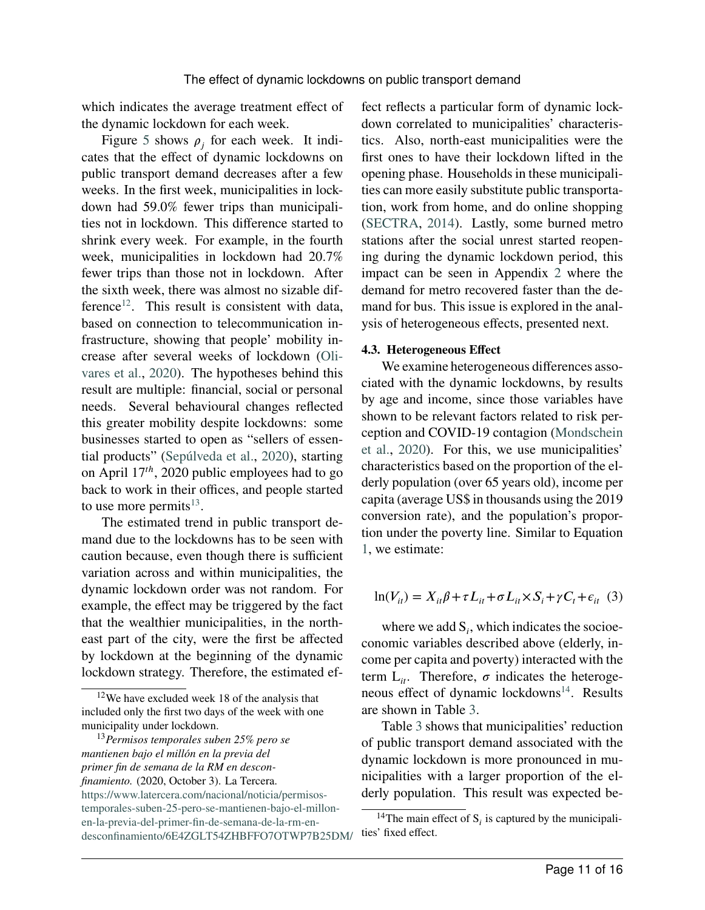which indicates the average treatment effect of the dynamic lockdown for each week.

Figure 5 shows $\rho_j$ for each week. It indicates that the effect of dynamic lockdowns on public transport demand decreases after a few weeks. In the first week, municipalities in lockdown had 59.0% fewer trips than municipalities not in lockdown. This difference started to shrink every week. For example, in the fourth week, municipalities in lockdown had 20.7% fewer trips than those not in lockdown. After the sixth week, there was almost no sizable difference[12]. This result is consistent with data, based on connection to telecommunication infrastructure, showing that people' mobility increase after several weeks of lockdown (Olivares et al., 2020). The hypotheses behind this result are multiple: financial, social or personal needs. Several behavioural changes reflected this greater mobility despite lockdowns: some businesses started to open as "sellers of essential products" (Sepúlveda et al., 2020), starting on April $17^{th}$, 2020 public employees had to go back to work in their offices, and people started to use more permits[13].

The estimated trend in public transport demand due to the lockdowns has to be seen with caution because, even though there is sufficient variation across and within municipalities, the dynamic lockdown order was not random. For example, the effect may be triggered by the fact that the wealthier municipalities, in the north-east part of the city, were the first be affected by lockdown at the beginning of the dynamic lockdown strategy. Therefore, the estimated effect reflects a particular form of dynamic lockdown correlated to municipalities' characteristics. Also, north-east municipalities were the first ones to have their lockdown lifted in the opening phase. Households in these municipalities can more easily substitute public transportation, work from home, and do online shopping (SECTRA, 2014). Lastly, some burned metro stations after the social unrest started reopening during the dynamic lockdown period, this impact can be seen in Appendix 2 where the demand for metro recovered faster than the demand for bus. This issue is explored in the analysis of heterogeneous effects, presented next.

### 4.3. Heterogeneous Effect

We examine heterogeneous differences associated with the dynamic lockdowns, by results by age and income, since those variables have shown to be relevant factors related to risk perception and COVID-19 contagion (Mondschein et al., 2020). For this, we use municipalities' characteristics based on the proportion of the elderly population (over 65 years old), income per capita (average US$ in thousands using the 2019 conversion rate), and the population's proportion under the poverty line. Similar to Equation 1, we estimate:

$$\ln(V_{it}) = X_{it}\beta + \tau L_{it} + \sigma L_{it} \times S_i + \gamma C_t + \epsilon_{it} \quad (3)$$

where we add $S_i$, which indicates the socioeconomic variables described above (elderly, income per capita and poverty) interacted with the term $L_{it}$. Therefore, $\sigma$ indicates the heterogeneous effect of dynamic lockdowns[14]. Results are shown in Table 3.

Table 3 shows that municipalities' reduction of public transport demand associated with the dynamic lockdown is more pronounced in municipalities with a larger proportion of the elderly population. This result was expected be-

---

[12] We have excluded week 18 of the analysis that included only the first two days of the week with one municipality under lockdown.

[13] *Permisos temporales suben 25% pero se mantienen bajo el millón en la previa del primer fin de semana de la RM en desconfinamiento.* (2020, October 3). La Tercera. https://www.latercera.com/nacional/noticia/permisos-temporales-suben-25-pero-se-mantienen-bajo-el-millon-en-la-previa-del-primer-fin-de-semana-de-la-rm-en-desconfinamiento/6E4ZGLT54ZHBFFO7OTWP7B25DM/

[14] The main effect of $S_i$ is captured by the municipalities' fixed effect.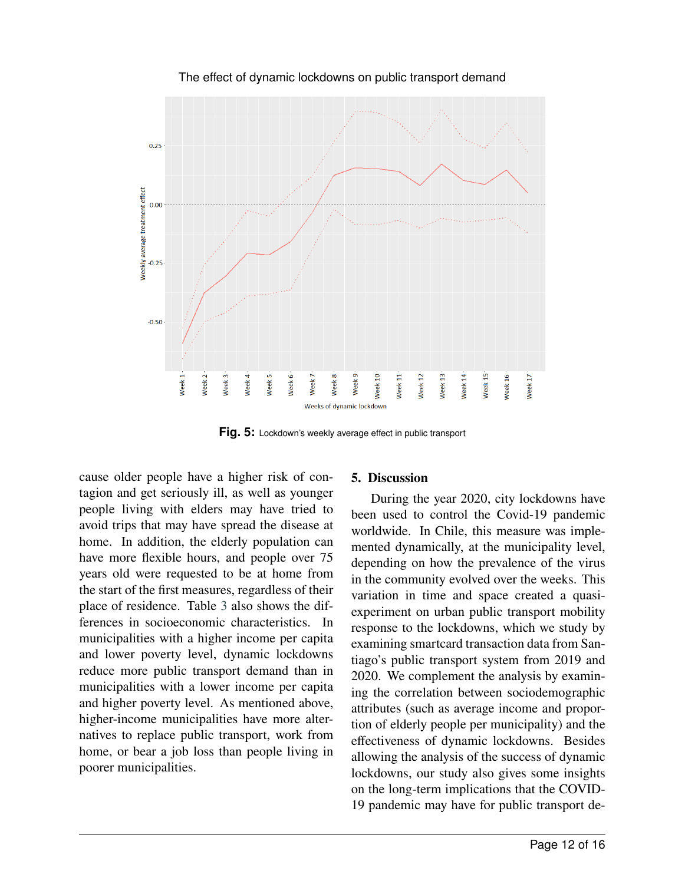**Fig. 5:** Lockdown's weekly average effect in public transport

cause older people have a higher risk of contagion and get seriously ill, as well as younger people living with elders may have tried to avoid trips that may have spread the disease at home. In addition, the elderly population can have more flexible hours, and people over 75 years old were requested to be at home from the start of the first measures, regardless of their place of residence. Table 3 also shows the differences in socioeconomic characteristics. In municipalities with a higher income per capita and lower poverty level, dynamic lockdowns reduce more public transport demand than in municipalities with a lower income per capita and higher poverty level. As mentioned above, higher-income municipalities have more alternatives to replace public transport, work from home, or bear a job loss than people living in poorer municipalities.

## 5. Discussion

During the year 2020, city lockdowns have been used to control the Covid-19 pandemic worldwide. In Chile, this measure was implemented dynamically, at the municipality level, depending on how the prevalence of the virus in the community evolved over the weeks. This variation in time and space created a quasi-experiment on urban public transport mobility response to the lockdowns, which we study by examining smartcard transaction data from Santiago's public transport system from 2019 and 2020. We complement the analysis by examining the correlation between sociodemographic attributes (such as average income and proportion of elderly people per municipality) and the effectiveness of dynamic lockdowns. Besides allowing the analysis of the success of dynamic lockdowns, our study also gives some insights on the long-term implications that the COVID-19 pandemic may have for public transport de-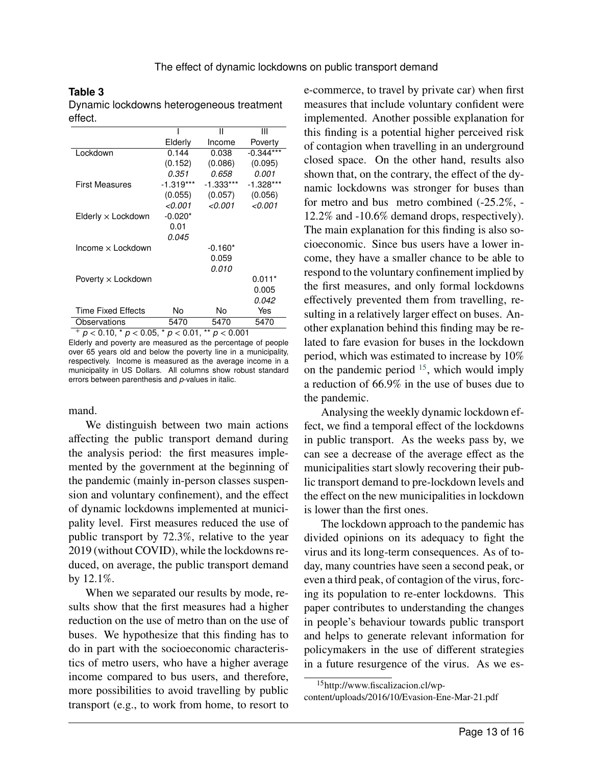**Table 3**
Dynamic lockdowns heterogeneous treatment effect.

| | I | II | III |
|---|---|---|---|
| | Elderly | Income | Poverty |
| Lockdown | 0.144 | 0.038 | -0.344*** |
| | (0.152) | (0.086) | (0.095) |
| | *0.351* | *0.658* | *0.001* |
| First Measures | -1.319*** | -1.333*** | -1.328*** |
| | (0.055) | (0.057) | (0.056) |
| | *<0.001* | *<0.001* | *<0.001* |
| Elderly × Lockdown | -0.020* | | |
| | 0.01 | | |
| | *0.045* | | |
| Income × Lockdown | | -0.160* | |
| | | 0.059 | |
| | | *0.010* | |
| Poverty × Lockdown | | | 0.011* |
| | | | 0.005 |
| | | | *0.042* |
| Time Fixed Effects | No | No | Yes |
| Observations | 5470 | 5470 | 5470 |

$^{+}$ $p < 0.10$, * $p < 0.05$, * $p < 0.01$, ** $p < 0.001$

Elderly and poverty are measured as the percentage of people over 65 years old and below the poverty line in a municipality, respectively. Income is measured as the average income in a municipality in US Dollars. All columns show robust standard errors between parenthesis and *p*-values in italic.

mand.

We distinguish between two main actions affecting the public transport demand during the analysis period: the first measures implemented by the government at the beginning of the pandemic (mainly in-person classes suspension and voluntary confinement), and the effect of dynamic lockdowns implemented at municipality level. First measures reduced the use of public transport by 72.3%, relative to the year 2019 (without COVID), while the lockdowns reduced, on average, the public transport demand by 12.1%.

When we separated our results by mode, results show that the first measures had a higher reduction on the use of metro than on the use of buses. We hypothesize that this finding has to do in part with the socioeconomic characteristics of metro users, who have a higher average income compared to bus users, and therefore, more possibilities to avoid travelling by public transport (e.g., to work from home, to resort to e-commerce, to travel by private car) when first measures that include voluntary confident were implemented. Another possible explanation for this finding is a potential higher perceived risk of contagion when travelling in an underground closed space. On the other hand, results also shown that, on the contrary, the effect of the dynamic lockdowns was stronger for buses than for metro and bus metro combined (-25.2%, -12.2% and -10.6% demand drops, respectively). The main explanation for this finding is also socioeconomic. Since bus users have a lower income, they have a smaller chance to be able to respond to the voluntary confinement implied by the first measures, and only formal lockdowns effectively prevented them from travelling, resulting in a relatively larger effect on buses. Another explanation behind this finding may be related to fare evasion for buses in the lockdown period, which was estimated to increase by 10% on the pandemic period [15], which would imply a reduction of 66.9% in the use of buses due to the pandemic.

Analysing the weekly dynamic lockdown effect, we find a temporal effect of the lockdowns in public transport. As the weeks pass by, we can see a decrease of the average effect as the municipalities start slowly recovering their public transport demand to pre-lockdown levels and the effect on the new municipalities in lockdown is lower than the first ones.

The lockdown approach to the pandemic has divided opinions on its adequacy to fight the virus and its long-term consequences. As of today, many countries have seen a second peak, or even a third peak, of contagion of the virus, forcing its population to re-enter lockdowns. This paper contributes to understanding the changes in people's behaviour towards public transport and helps to generate relevant information for policymakers in the use of different strategies in a future resurgence of the virus. As we es-

[15] http://www.fiscalizacion.cl/wp-content/uploads/2016/10/Evasion-Ene-Mar-21.pdf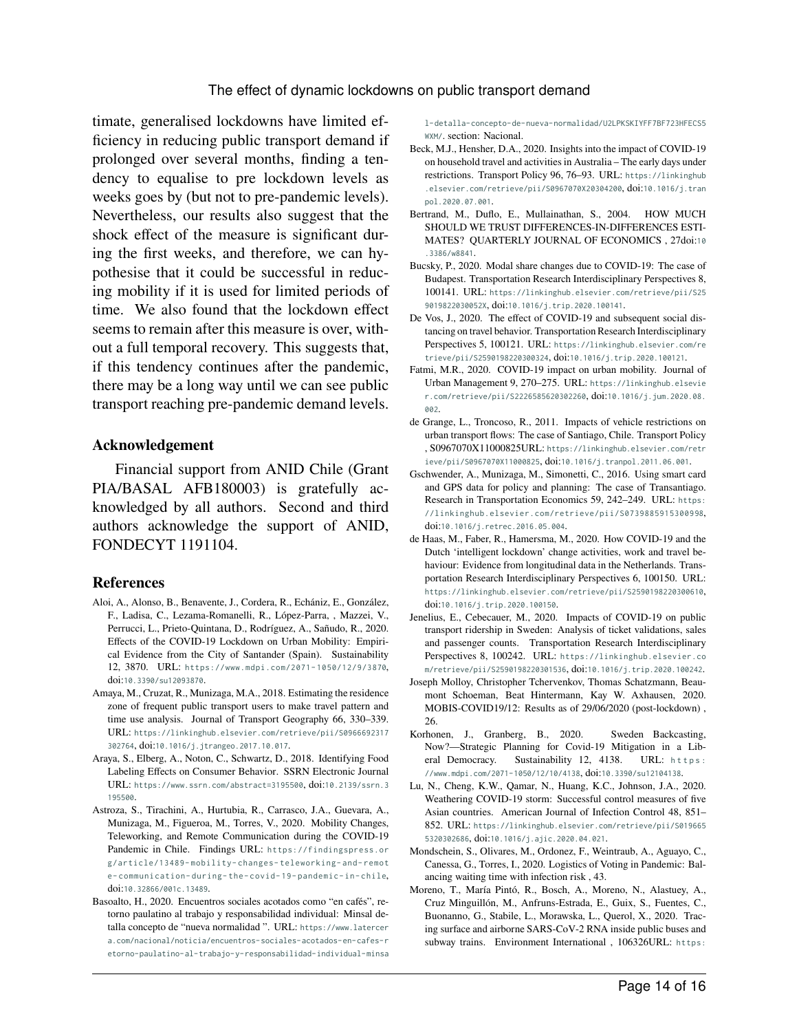timate, generalised lockdowns have limited efficiency in reducing public transport demand if prolonged over several months, finding a tendency to equalise to pre lockdown levels as weeks goes by (but not to pre-pandemic levels). Nevertheless, our results also suggest that the shock effect of the measure is significant during the first weeks, and therefore, we can hypothesise that it could be successful in reducing mobility if it is used for limited periods of time. We also found that the lockdown effect seems to remain after this measure is over, without a full temporal recovery. This suggests that, if this tendency continues after the pandemic, there may be a long way until we can see public transport reaching pre-pandemic demand levels.

## Acknowledgement

Financial support from ANID Chile (Grant PIA/BASAL AFB180003) is gratefully acknowledged by all authors. Second and third authors acknowledge the support of ANID, FONDECYT 1191104.

## References

Aloi, A., Alonso, B., Benavente, J., Cordera, R., Echániz, E., González, F., Ladisa, C., Lezama-Romanelli, R., López-Parra, , Mazzei, V., Perrucci, L., Prieto-Quintana, D., Rodríguez, A., Sañudo, R., 2020. Effects of the COVID-19 Lockdown on Urban Mobility: Empirical Evidence from the City of Santander (Spain). Sustainability 12, 3870. URL: https://www.mdpi.com/2071-1050/12/9/3870, doi:10.3390/su12093870.

Amaya, M., Cruzat, R., Munizaga, M.A., 2018. Estimating the residence zone of frequent public transport users to make travel pattern and time use analysis. Journal of Transport Geography 66, 330–339. URL: https://linkinghub.elsevier.com/retrieve/pii/S0966692317302764, doi:10.1016/j.jtrangeo.2017.10.017.

Araya, S., Elberg, A., Noton, C., Schwartz, D., 2018. Identifying Food Labeling Effects on Consumer Behavior. SSRN Electronic Journal URL: https://www.ssrn.com/abstract=3195500, doi:10.2139/ssrn.3195500.

Astroza, S., Tirachini, A., Hurtubia, R., Carrasco, J.A., Guevara, A., Munizaga, M., Figueroa, M., Torres, V., 2020. Mobility Changes, Teleworking, and Remote Communication during the COVID-19 Pandemic in Chile. Findings URL: https://findingspress.org/article/13489-mobility-changes-teleworking-and-remote-communication-during-the-covid-19-pandemic-in-chile, doi:10.32866/001c.13489.

Basoalto, H., 2020. Encuentros sociales acotados como "en cafés", retorno paulatino al trabajo y responsabilidad individual: Minsal detalla concepto de "nueva normalidad ". URL: https://www.latercera.com/nacional/noticia/encuentros-sociales-acotados-en-cafes-retorno-paulatino-al-trabajo-y-responsabilidad-individual-minsal-detalla-concepto-de-nueva-normalidad/U2LPKSKIYFF7BF723HFECS5WXM/. section: Nacional.

Beck, M.J., Hensher, D.A., 2020. Insights into the impact of COVID-19 on household travel and activities in Australia – The early days under restrictions. Transport Policy 96, 76–93. URL: https://linkinghub.elsevier.com/retrieve/pii/S0967070X20304200, doi:10.1016/j.tranpol.2020.07.001.

Bertrand, M., Duflo, E., Mullainathan, S., 2004. HOW MUCH SHOULD WE TRUST DIFFERENCES-IN-DIFFERENCES ESTIMATES? QUARTERLY JOURNAL OF ECONOMICS , 27doi:10.3386/w8841.

Bucsky, P., 2020. Modal share changes due to COVID-19: The case of Budapest. Transportation Research Interdisciplinary Perspectives 8, 100141. URL: https://linkinghub.elsevier.com/retrieve/pii/S259019822030052X, doi:10.1016/j.trip.2020.100141.

De Vos, J., 2020. The effect of COVID-19 and subsequent social distancing on travel behavior. Transportation Research Interdisciplinary Perspectives 5, 100121. URL: https://linkinghub.elsevier.com/retrieve/pii/S2590198220300324, doi:10.1016/j.trip.2020.100121.

Fatmi, M.R., 2020. COVID-19 impact on urban mobility. Journal of Urban Management 9, 270–275. URL: https://linkinghub.elsevier.com/retrieve/pii/S2226585620302260, doi:10.1016/j.jum.2020.08.002.

de Grange, L., Troncoso, R., 2011. Impacts of vehicle restrictions on urban transport flows: The case of Santiago, Chile. Transport Policy , S0967070X11000825URL: https://linkinghub.elsevier.com/retrieve/pii/S0967070X11000825, doi:10.1016/j.tranpol.2011.06.001.

Gschwender, A., Munizaga, M., Simonetti, C., 2016. Using smart card and GPS data for policy and planning: The case of Transantiago. Research in Transportation Economics 59, 242–249. URL: https://linkinghub.elsevier.com/retrieve/pii/S0739885915300998, doi:10.1016/j.retrec.2016.05.004.

de Haas, M., Faber, R., Hamersma, M., 2020. How COVID-19 and the Dutch 'intelligent lockdown' change activities, work and travel behaviour: Evidence from longitudinal data in the Netherlands. Transportation Research Interdisciplinary Perspectives 6, 100150. URL: https://linkinghub.elsevier.com/retrieve/pii/S2590198220300610, doi:10.1016/j.trip.2020.100150.

Jenelius, E., Cebecauer, M., 2020. Impacts of COVID-19 on public transport ridership in Sweden: Analysis of ticket validations, sales and passenger counts. Transportation Research Interdisciplinary Perspectives 8, 100242. URL: https://linkinghub.elsevier.com/retrieve/pii/S2590198220301536, doi:10.1016/j.trip.2020.100242.

Joseph Molloy, Christopher Tchervenkov, Thomas Schatzmann, Beaumont Schoeman, Beat Hintermann, Kay W. Axhausen, 2020. MOBIS-COVID19/12: Results as of 29/06/2020 (post-lockdown) , 26.

Korhonen, J., Granberg, B., 2020. Sweden Backcasting, Now?—Strategic Planning for Covid-19 Mitigation in a Liberal Democracy. Sustainability 12, 4138. URL: https://www.mdpi.com/2071-1050/12/10/4138, doi:10.3390/su12104138.

Lu, N., Cheng, K.W., Qamar, N., Huang, K.C., Johnson, J.A., 2020. Weathering COVID-19 storm: Successful control measures of five Asian countries. American Journal of Infection Control 48, 851–852. URL: https://linkinghub.elsevier.com/retrieve/pii/S0196655320302686, doi:10.1016/j.ajic.2020.04.021.

Mondschein, S., Olivares, M., Ordonez, F., Weintraub, A., Aguayo, C., Canessa, G., Torres, I., 2020. Logistics of Voting in Pandemic: Balancing waiting time with infection risk , 43.

Moreno, T., María Pintó, R., Bosch, A., Moreno, N., Alastuey, A., Cruz Minguillón, M., Anfruns-Estrada, E., Guix, S., Fuentes, C., Buonanno, G., Stabile, L., Morawska, L., Querol, X., 2020. Tracing surface and airborne SARS-CoV-2 RNA inside public buses and subway trains. Environment International , 106326URL: https: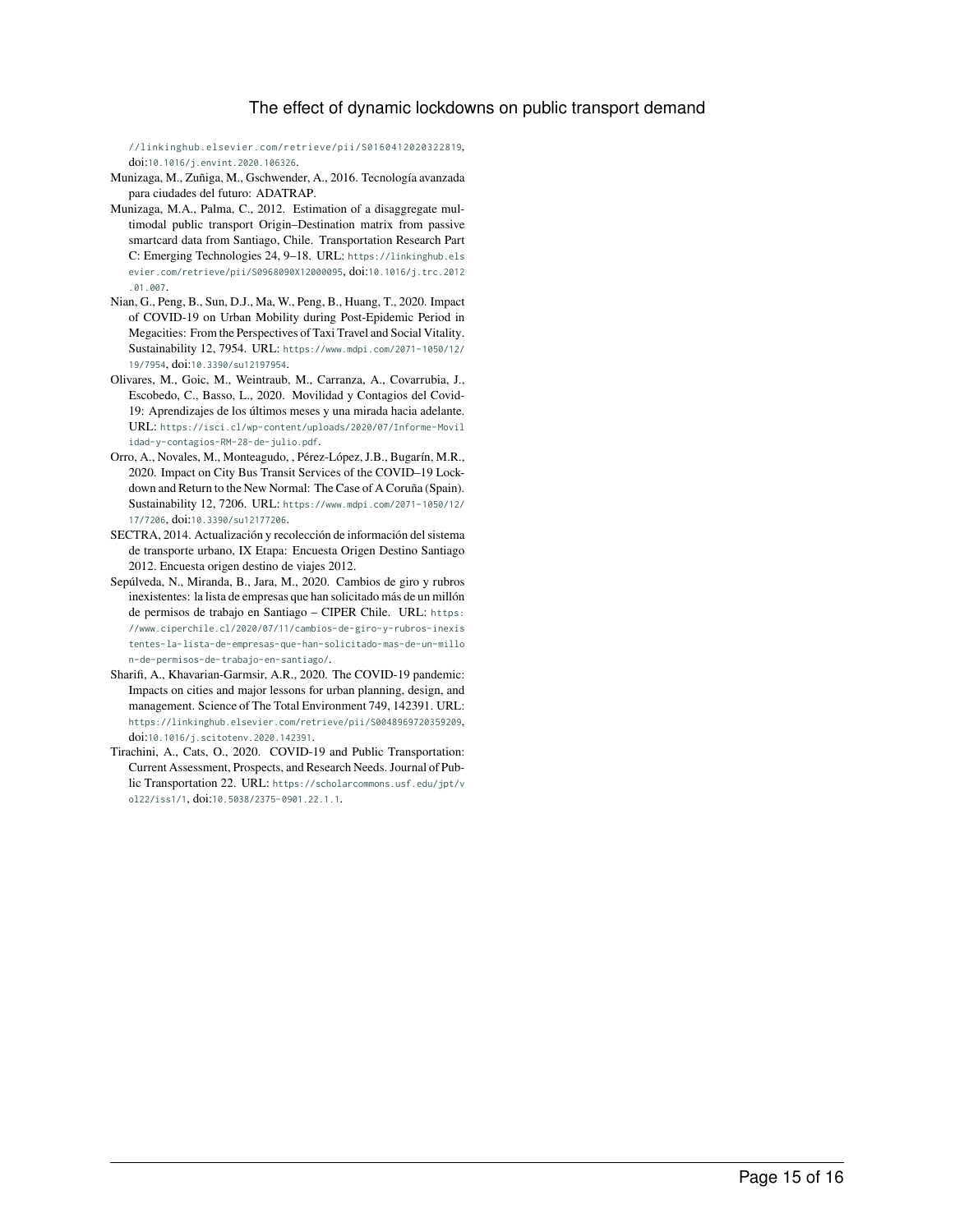//linkinghub.elsevier.com/retrieve/pii/S0160412020322819, doi:10.1016/j.envint.2020.106326.

Munizaga, M., Zuñiga, M., Gschwender, A., 2016. Tecnología avanzada para ciudades del futuro: ADATRAP.

Munizaga, M.A., Palma, C., 2012. Estimation of a disaggregate multimodal public transport Origin–Destination matrix from passive smartcard data from Santiago, Chile. Transportation Research Part C: Emerging Technologies 24, 9–18. URL: https://linkinghub.elsevier.com/retrieve/pii/S0968090X12000095, doi:10.1016/j.trc.2012.01.007.

Nian, G., Peng, B., Sun, D.J., Ma, W., Peng, B., Huang, T., 2020. Impact of COVID-19 on Urban Mobility during Post-Epidemic Period in Megacities: From the Perspectives of Taxi Travel and Social Vitality. Sustainability 12, 7954. URL: https://www.mdpi.com/2071-1050/12/19/7954, doi:10.3390/su12197954.

Olivares, M., Goic, M., Weintraub, M., Carranza, A., Covarrubia, J., Escobedo, C., Basso, L., 2020. Movilidad y Contagios del Covid-19: Aprendizajes de los últimos meses y una mirada hacia adelante. URL: https://isci.cl/wp-content/uploads/2020/07/Informe-Movilidad-y-contagios-RM-28-de-julio.pdf.

Orro, A., Novales, M., Monteagudo, , Pérez-López, J.B., Bugarín, M.R., 2020. Impact on City Bus Transit Services of the COVID–19 Lockdown and Return to the New Normal: The Case of A Coruña (Spain). Sustainability 12, 7206. URL: https://www.mdpi.com/2071-1050/12/17/7206, doi:10.3390/su12177206.

SECTRA, 2014. Actualización y recolección de información del sistema de transporte urbano, IX Etapa: Encuesta Origen Destino Santiago 2012. Encuesta origen destino de viajes 2012.

Sepúlveda, N., Miranda, B., Jara, M., 2020. Cambios de giro y rubros inexistentes: la lista de empresas que han solicitado más de un millón de permisos de trabajo en Santiago – CIPER Chile. URL: https://www.ciperchile.cl/2020/07/11/cambios-de-giro-y-rubros-inexistentes-la-lista-de-empresas-que-han-solicitado-mas-de-un-millon-de-permisos-de-trabajo-en-santiago/.

Sharifi, A., Khavarian-Garmsir, A.R., 2020. The COVID-19 pandemic: Impacts on cities and major lessons for urban planning, design, and management. Science of The Total Environment 749, 142391. URL: https://linkinghub.elsevier.com/retrieve/pii/S0048969720359209, doi:10.1016/j.scitotenv.2020.142391.

Tirachini, A., Cats, O., 2020. COVID-19 and Public Transportation: Current Assessment, Prospects, and Research Needs. Journal of Public Transportation 22. URL: https://scholarcommons.usf.edu/jpt/vol22/iss1/1, doi:10.5038/2375-0901.22.1.1.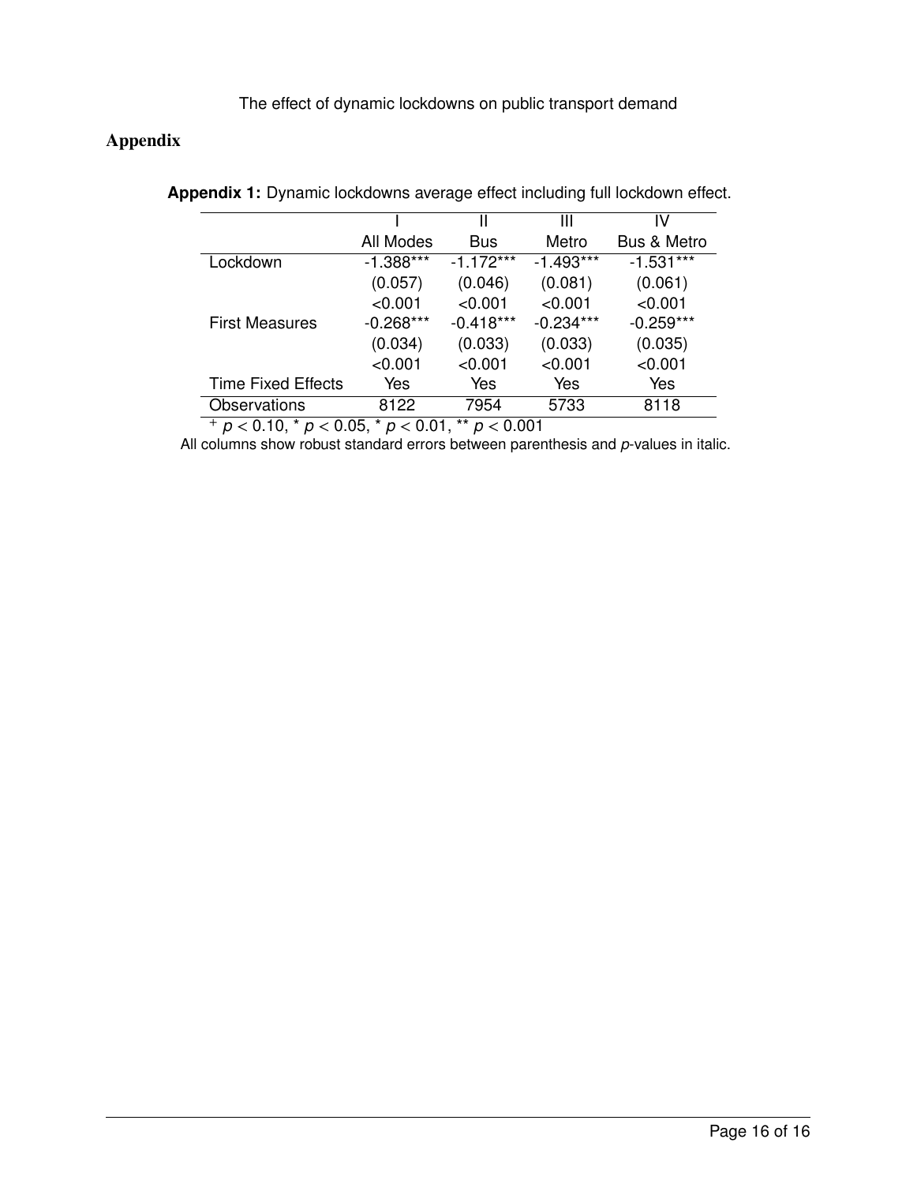## Appendix

**Appendix 1:** Dynamic lockdowns average effect including full lockdown effect.

| | I | II | III | IV |
|---|---|---|---|---|
| | All Modes | Bus | Metro | Bus & Metro |
| Lockdown | -1.388*** | -1.172*** | -1.493*** | -1.531*** |
| | (0.057) | (0.046) | (0.081) | (0.061) |
| | *<0.001* | *<0.001* | *<0.001* | *<0.001* |
| First Measures | -0.268*** | -0.418*** | -0.234*** | -0.259*** |
| | (0.034) | (0.033) | (0.033) | (0.035) |
| | *<0.001* | *<0.001* | *<0.001* | *<0.001* |
| Time Fixed Effects | Yes | Yes | Yes | Yes |
| Observations | 8122 | 7954 | 5733 | 8118 |

$^{+}$ $p < 0.10$, * $p < 0.05$, * $p < 0.01$, ** $p < 0.001$

All columns show robust standard errors between parenthesis and *p*-values in italic.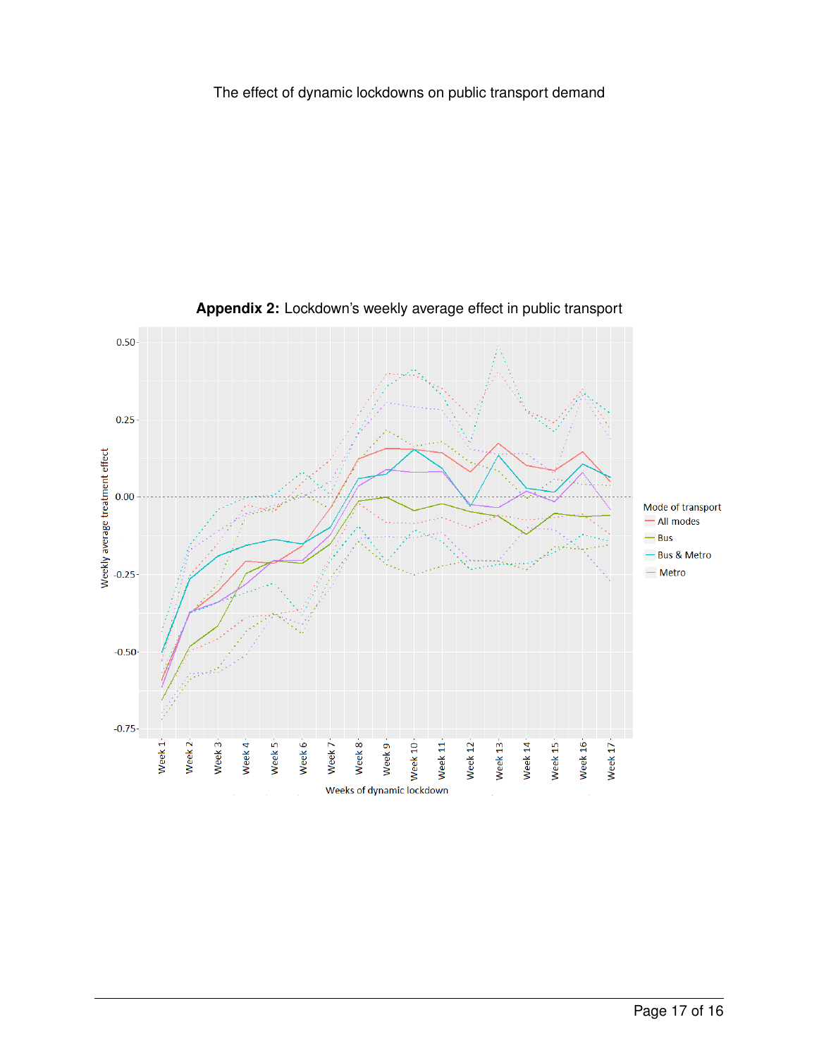**Appendix 2:** Lockdown's weekly average effect in public transport

0.50
0.25
0.00
-0.25
-0.50
-0.75

Weekly average treatment effect

Week 1
Week 2
Week 3
Week 4
Week 5
Week 6
Week 7
Week 8
Week 9
Week 10
Week 11
Week 12
Week 13
Week 14
Week 15
Week 16
Week 17

Weeks of dynamic lockdown

Mode of transport
All modes
Bus
Bus & Metro
Metro